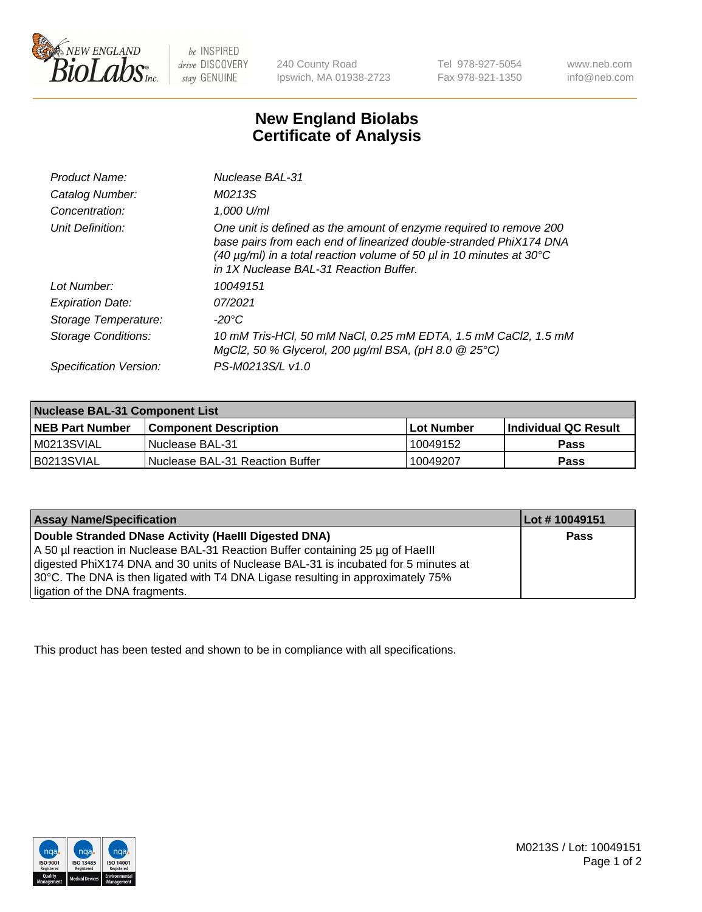NEW ENGLAND BioLabs Inc. — be INSPIRED drive DISCOVERY stay GENUINE

240 County Road
Ipswich, MA 01938-2723

Tel 978-927-5054
Fax 978-921-1350

www.neb.com
info@neb.com

# New England Biolabs
# Certificate of Analysis

| | |
|---|---|
| *Product Name:* | *Nuclease BAL-31* |
| *Catalog Number:* | *M0213S* |
| *Concentration:* | *1,000 U/ml* |
| *Unit Definition:* | *One unit is defined as the amount of enzyme required to remove 200 base pairs from each end of linearized double-stranded PhiX174 DNA (40 µg/ml) in a total reaction volume of 50 µl in 10 minutes at 30°C in 1X Nuclease BAL-31 Reaction Buffer.* |
| *Lot Number:* | *10049151* |
| *Expiration Date:* | *07/2021* |
| *Storage Temperature:* | *-20°C* |
| *Storage Conditions:* | *10 mM Tris-HCl, 50 mM NaCl, 0.25 mM EDTA, 1.5 mM CaCl2, 1.5 mM MgCl2, 50 % Glycerol, 200 µg/ml BSA, (pH 8.0 @ 25°C)* |
| *Specification Version:* | *PS-M0213S/L v1.0* |

| **Nuclease BAL-31 Component List** | | | |
|---|---|---|---|
| **NEB Part Number** | **Component Description** | **Lot Number** | **Individual QC Result** |
| M0213SVIAL | Nuclease BAL-31 | 10049152 | **Pass** |
| B0213SVIAL | Nuclease BAL-31 Reaction Buffer | 10049207 | **Pass** |

| **Assay Name/Specification** | **Lot # 10049151** |
|---|---|
| **Double Stranded DNase Activity (HaeIII Digested DNA)** A 50 µl reaction in Nuclease BAL-31 Reaction Buffer containing 25 µg of HaeIII digested PhiX174 DNA and 30 units of Nuclease BAL-31 is incubated for 5 minutes at 30°C. The DNA is then ligated with T4 DNA Ligase resulting in approximately 75% ligation of the DNA fragments. | **Pass** |

This product has been tested and shown to be in compliance with all specifications.

M0213S / Lot: 10049151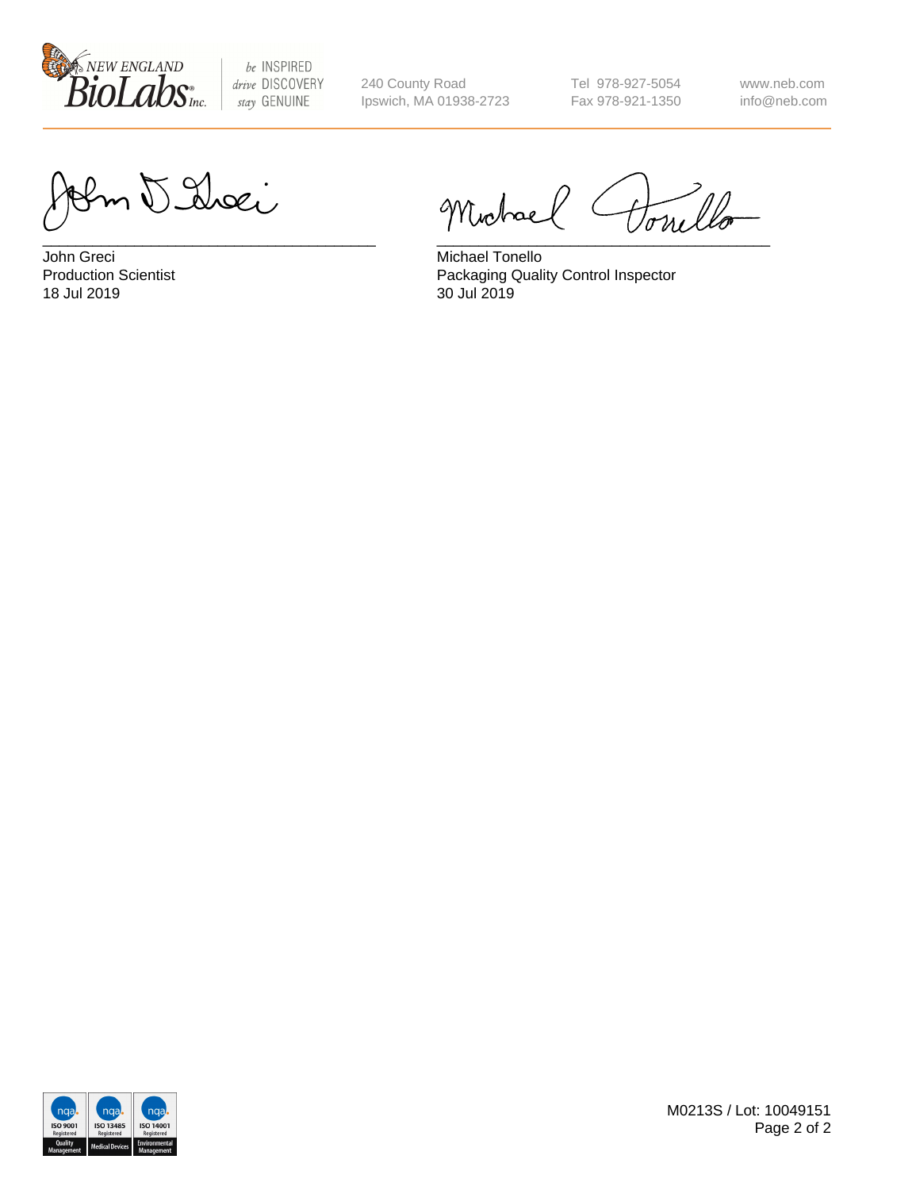John Greci
Production Scientist
18 Jul 2019

Michael Tonello
Packaging Quality Control Inspector
30 Jul 2019